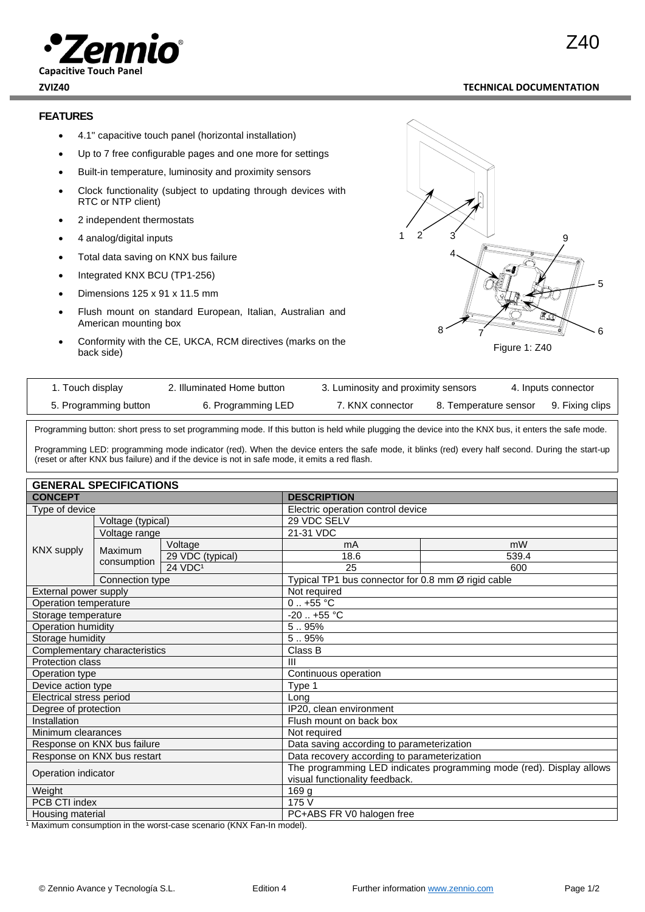**Capacitive Touch Panel**

**ZVIZ40** **TECHNICAL DOCUMENTATION**

# Z40

## FEATURES

- 4.1" capacitive touch panel (horizontal installation)
- Up to 7 free configurable pages and one more for settings
- Built-in temperature, luminosity and proximity sensors
- Clock functionality (subject to updating through devices with RTC or NTP client)
- 2 independent thermostats
- 4 analog/digital inputs
- Total data saving on KNX bus failure
- Integrated KNX BCU (TP1-256)
- Dimensions 125 x 91 x 11.5 mm
- Flush mount on standard European, Italian, Australian and American mounting box
- Conformity with the CE, UKCA, RCM directives (marks on the back side)

Figure 1: Z40

| 1. Touch display | 2. Illuminated Home button | 3. Luminosity and proximity sensors | 4. Inputs connector |
|---|---|---|---|
| 5. Programming button | 6. Programming LED | 7. KNX connector | 8. Temperature sensor 9. Fixing clips |

Programming button: short press to set programming mode. If this button is held while plugging the device into the KNX bus, it enters the safe mode.

Programming LED: programming mode indicator (red). When the device enters the safe mode, it blinks (red) every half second. During the start-up (reset or after KNX bus failure) and if the device is not in safe mode, it emits a red flash.

## GENERAL SPECIFICATIONS

| CONCEPT | | | DESCRIPTION | |
|---|---|---|---|---|
| Type of device | | | Electric operation control device | |
| KNX supply | Voltage (typical) | | 29 VDC SELV | |
| | Voltage range | | 21-31 VDC | |
| | Maximum consumption | Voltage | mA | mW |
| | | 29 VDC (typical) | 18.6 | 539.4 |
| | | 24 VDC[1] | 25 | 600 |
| | Connection type | | Typical TP1 bus connector for 0.8 mm Ø rigid cable | |
| External power supply | | | Not required | |
| Operation temperature | | | 0 .. +55 °C | |
| Storage temperature | | | -20 .. +55 °C | |
| Operation humidity | | | 5 .. 95% | |
| Storage humidity | | | 5 .. 95% | |
| Complementary characteristics | | | Class B | |
| Protection class | | | III | |
| Operation type | | | Continuous operation | |
| Device action type | | | Type 1 | |
| Electrical stress period | | | Long | |
| Degree of protection | | | IP20, clean environment | |
| Installation | | | Flush mount on back box | |
| Minimum clearances | | | Not required | |
| Response on KNX bus failure | | | Data saving according to parameterization | |
| Response on KNX bus restart | | | Data recovery according to parameterization | |
| Operation indicator | | | The programming LED indicates programming mode (red). Display allows visual functionality feedback. | |
| Weight | | | 169 g | |
| PCB CTI index | | | 175 V | |
| Housing material | | | PC+ABS FR V0 halogen free | |

[1] Maximum consumption in the worst-case scenario (KNX Fan-In model).

© Zennio Avance y Tecnología S.L. Edition 4 Further information www.zennio.com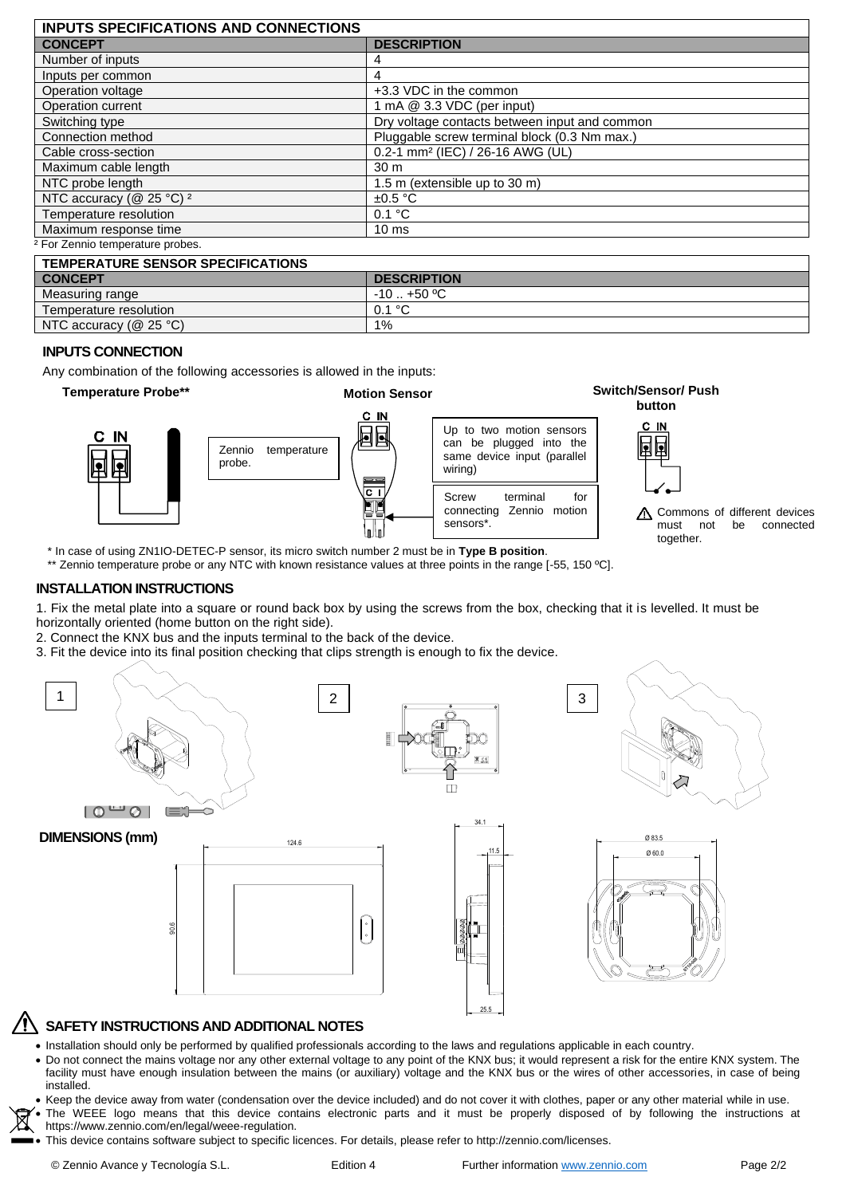| INPUTS SPECIFICATIONS AND CONNECTIONS | |
|---|---|
| **CONCEPT** | **DESCRIPTION** |
| Number of inputs | 4 |
| Inputs per common | 4 |
| Operation voltage | +3.3 VDC in the common |
| Operation current | 1 mA @ 3.3 VDC (per input) |
| Switching type | Dry voltage contacts between input and common |
| Connection method | Pluggable screw terminal block (0.3 Nm max.) |
| Cable cross-section | 0.2-1 mm² (IEC) / 26-16 AWG (UL) |
| Maximum cable length | 30 m |
| NTC probe length | 1.5 m (extensible up to 30 m) |
| NTC accuracy (@ 25 °C) [2] | ±0.5 °C |
| Temperature resolution | 0.1 °C |
| Maximum response time | 10 ms |

[2] For Zennio temperature probes.

| TEMPERATURE SENSOR SPECIFICATIONS | |
|---|---|
| **CONCEPT** | **DESCRIPTION** |
| Measuring range | -10 .. +50 ºC |
| Temperature resolution | 0.1 °C |
| NTC accuracy (@ 25 °C) | 1% |

## INPUTS CONNECTION

Any combination of the following accessories is allowed in the inputs:

**Temperature Probe****

C IN

Zennio temperature probe.

**Motion Sensor**

C IN

Up to two motion sensors can be plugged into the same device input (parallel wiring)

Screw terminal for connecting Zennio motion sensors*.

**Switch/Sensor/ Push button**

C IN

Commons of different devices must not be connected together.

\* In case of using ZN1IO-DETEC-P sensor, its micro switch number 2 must be in **Type B position**.

\*\* Zennio temperature probe or any NTC with known resistance values at three points in the range [-55, 150 ºC].

## INSTALLATION INSTRUCTIONS

1. Fix the metal plate into a square or round back box by using the screws from the box, checking that it is levelled. It must be horizontally oriented (home button on the right side).
2. Connect the KNX bus and the inputs terminal to the back of the device.
3. Fit the device into its final position checking that clips strength is enough to fix the device.

1 2 3

## DIMENSIONS (mm)

124.6

90.6

34.1

11.5

25.5

Ø 83.5

Ø 60.0

## SAFETY INSTRUCTIONS AND ADDITIONAL NOTES

- Installation should only be performed by qualified professionals according to the laws and regulations applicable in each country.
- Do not connect the mains voltage nor any other external voltage to any point of the KNX bus; it would represent a risk for the entire KNX system. The facility must have enough insulation between the mains (or auxiliary) voltage and the KNX bus or the wires of other accessories, in case of being installed.
- Keep the device away from water (condensation over the device included) and do not cover it with clothes, paper or any other material while in use.
- The WEEE logo means that this device contains electronic parts and it must be properly disposed of by following the instructions at https://www.zennio.com/en/legal/weee-regulation.
- This device contains software subject to specific licences. For details, please refer to http://zennio.com/licenses.

© Zennio Avance y Tecnología S.L. Edition 4 Further information www.zennio.com